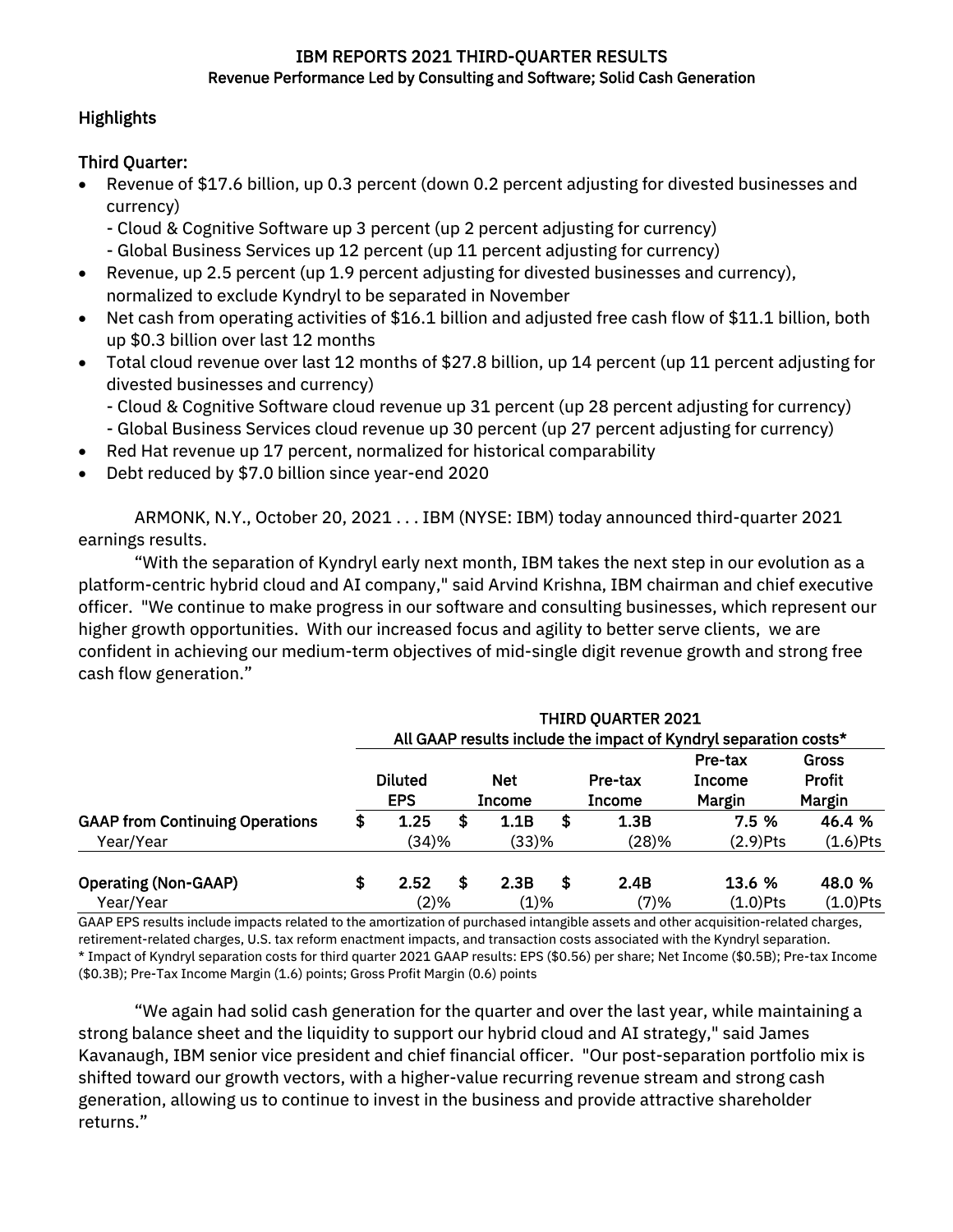# IBM REPORTS 2021 THIRD-QUARTER RESULTS

**Revenue Performance Led by Consulting and Software; Solid Cash Generation**

## Highlights

### Third Quarter:

- Revenue of $17.6 billion, up 0.3 percent (down 0.2 percent adjusting for divested businesses and currency)
  - Cloud & Cognitive Software up 3 percent (up 2 percent adjusting for currency)
  - Global Business Services up 12 percent (up 11 percent adjusting for currency)
- Revenue, up 2.5 percent (up 1.9 percent adjusting for divested businesses and currency), normalized to exclude Kyndryl to be separated in November
- Net cash from operating activities of $16.1 billion and adjusted free cash flow of $11.1 billion, both up $0.3 billion over last 12 months
- Total cloud revenue over last 12 months of $27.8 billion, up 14 percent (up 11 percent adjusting for divested businesses and currency)
  - Cloud & Cognitive Software cloud revenue up 31 percent (up 28 percent adjusting for currency)
  - Global Business Services cloud revenue up 30 percent (up 27 percent adjusting for currency)
- Red Hat revenue up 17 percent, normalized for historical comparability
- Debt reduced by $7.0 billion since year-end 2020

ARMONK, N.Y., October 20, 2021 . . . IBM (NYSE: IBM) today announced third-quarter 2021 earnings results.

"With the separation of Kyndryl early next month, IBM takes the next step in our evolution as a platform-centric hybrid cloud and AI company," said Arvind Krishna, IBM chairman and chief executive officer. "We continue to make progress in our software and consulting businesses, which represent our higher growth opportunities. With our increased focus and agility to better serve clients, we are confident in achieving our medium-term objectives of mid-single digit revenue growth and strong free cash flow generation."

| | THIRD QUARTER 2021 All GAAP results include the impact of Kyndryl separation costs* | | | | |
|---|---|---|---|---|---|
| | **Diluted EPS** | **Net Income** | **Pre-tax Income** | **Pre-tax Income Margin** | **Gross Profit Margin** |
| **GAAP from Continuing Operations** | **$ 1.25** | **$ 1.1B** | **$ 1.3B** | **7.5 %** | **46.4 %** |
| Year/Year | (34)% | (33)% | (28)% | (2.9)Pts | (1.6)Pts |
| **Operating (Non-GAAP)** | **$ 2.52** | **$ 2.3B** | **$ 2.4B** | **13.6 %** | **48.0 %** |
| Year/Year | (2)% | (1)% | (7)% | (1.0)Pts | (1.0)Pts |

GAAP EPS results include impacts related to the amortization of purchased intangible assets and other acquisition-related charges, retirement-related charges, U.S. tax reform enactment impacts, and transaction costs associated with the Kyndryl separation.
* Impact of Kyndryl separation costs for third quarter 2021 GAAP results: EPS ($0.56) per share; Net Income ($0.5B); Pre-tax Income ($0.3B); Pre-Tax Income Margin (1.6) points; Gross Profit Margin (0.6) points

"We again had solid cash generation for the quarter and over the last year, while maintaining a strong balance sheet and the liquidity to support our hybrid cloud and AI strategy," said James Kavanaugh, IBM senior vice president and chief financial officer. "Our post-separation portfolio mix is shifted toward our growth vectors, with a higher-value recurring revenue stream and strong cash generation, allowing us to continue to invest in the business and provide attractive shareholder returns."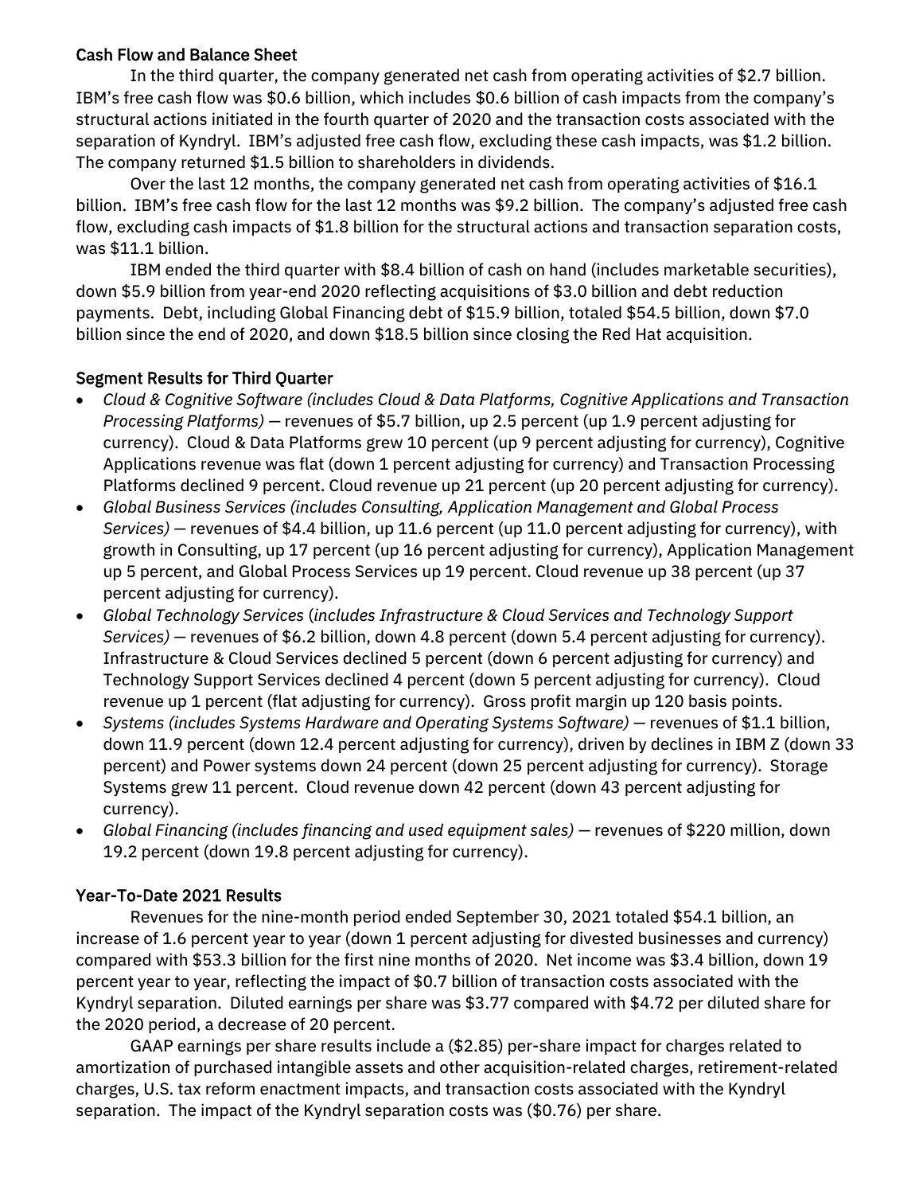## Cash Flow and Balance Sheet

In the third quarter, the company generated net cash from operating activities of $2.7 billion. IBM's free cash flow was $0.6 billion, which includes $0.6 billion of cash impacts from the company's structural actions initiated in the fourth quarter of 2020 and the transaction costs associated with the separation of Kyndryl. IBM's adjusted free cash flow, excluding these cash impacts, was $1.2 billion. The company returned $1.5 billion to shareholders in dividends.

Over the last 12 months, the company generated net cash from operating activities of $16.1 billion. IBM's free cash flow for the last 12 months was $9.2 billion. The company's adjusted free cash flow, excluding cash impacts of $1.8 billion for the structural actions and transaction separation costs, was $11.1 billion.

IBM ended the third quarter with $8.4 billion of cash on hand (includes marketable securities), down $5.9 billion from year-end 2020 reflecting acquisitions of $3.0 billion and debt reduction payments. Debt, including Global Financing debt of $15.9 billion, totaled $54.5 billion, down $7.0 billion since the end of 2020, and down $18.5 billion since closing the Red Hat acquisition.

## Segment Results for Third Quarter

- *Cloud & Cognitive Software (includes Cloud & Data Platforms, Cognitive Applications and Transaction Processing Platforms)* — revenues of $5.7 billion, up 2.5 percent (up 1.9 percent adjusting for currency). Cloud & Data Platforms grew 10 percent (up 9 percent adjusting for currency), Cognitive Applications revenue was flat (down 1 percent adjusting for currency) and Transaction Processing Platforms declined 9 percent. Cloud revenue up 21 percent (up 20 percent adjusting for currency).
- *Global Business Services (includes Consulting, Application Management and Global Process Services)* — revenues of $4.4 billion, up 11.6 percent (up 11.0 percent adjusting for currency), with growth in Consulting, up 17 percent (up 16 percent adjusting for currency), Application Management up 5 percent, and Global Process Services up 19 percent. Cloud revenue up 38 percent (up 37 percent adjusting for currency).
- *Global Technology Services (includes Infrastructure & Cloud Services and Technology Support Services)* — revenues of $6.2 billion, down 4.8 percent (down 5.4 percent adjusting for currency). Infrastructure & Cloud Services declined 5 percent (down 6 percent adjusting for currency) and Technology Support Services declined 4 percent (down 5 percent adjusting for currency). Cloud revenue up 1 percent (flat adjusting for currency). Gross profit margin up 120 basis points.
- *Systems (includes Systems Hardware and Operating Systems Software)* — revenues of $1.1 billion, down 11.9 percent (down 12.4 percent adjusting for currency), driven by declines in IBM Z (down 33 percent) and Power systems down 24 percent (down 25 percent adjusting for currency). Storage Systems grew 11 percent. Cloud revenue down 42 percent (down 43 percent adjusting for currency).
- *Global Financing (includes financing and used equipment sales)* — revenues of $220 million, down 19.2 percent (down 19.8 percent adjusting for currency).

## Year-To-Date 2021 Results

Revenues for the nine-month period ended September 30, 2021 totaled $54.1 billion, an increase of 1.6 percent year to year (down 1 percent adjusting for divested businesses and currency) compared with $53.3 billion for the first nine months of 2020. Net income was $3.4 billion, down 19 percent year to year, reflecting the impact of $0.7 billion of transaction costs associated with the Kyndryl separation. Diluted earnings per share was $3.77 compared with $4.72 per diluted share for the 2020 period, a decrease of 20 percent.

GAAP earnings per share results include a ($2.85) per-share impact for charges related to amortization of purchased intangible assets and other acquisition-related charges, retirement-related charges, U.S. tax reform enactment impacts, and transaction costs associated with the Kyndryl separation. The impact of the Kyndryl separation costs was ($0.76) per share.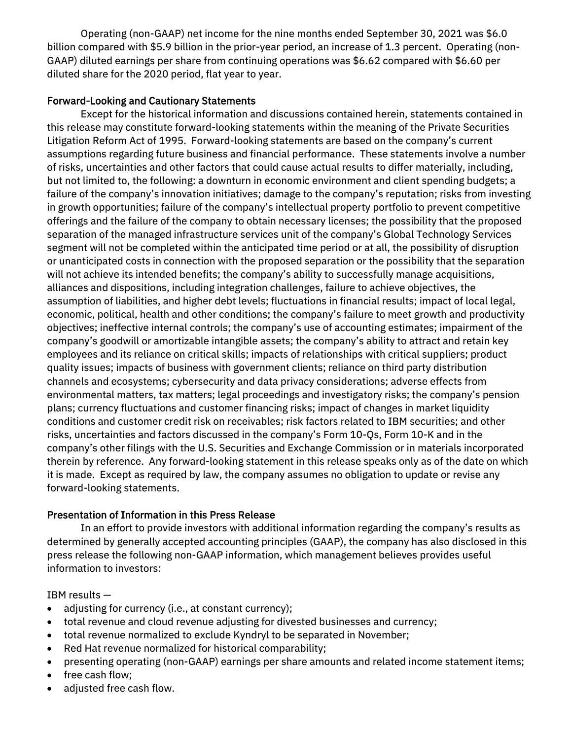Operating (non-GAAP) net income for the nine months ended September 30, 2021 was $6.0 billion compared with $5.9 billion in the prior-year period, an increase of 1.3 percent. Operating (non-GAAP) diluted earnings per share from continuing operations was $6.62 compared with $6.60 per diluted share for the 2020 period, flat year to year.

**Forward-Looking and Cautionary Statements**

Except for the historical information and discussions contained herein, statements contained in this release may constitute forward-looking statements within the meaning of the Private Securities Litigation Reform Act of 1995. Forward-looking statements are based on the company's current assumptions regarding future business and financial performance. These statements involve a number of risks, uncertainties and other factors that could cause actual results to differ materially, including, but not limited to, the following: a downturn in economic environment and client spending budgets; a failure of the company's innovation initiatives; damage to the company's reputation; risks from investing in growth opportunities; failure of the company's intellectual property portfolio to prevent competitive offerings and the failure of the company to obtain necessary licenses; the possibility that the proposed separation of the managed infrastructure services unit of the company's Global Technology Services segment will not be completed within the anticipated time period or at all, the possibility of disruption or unanticipated costs in connection with the proposed separation or the possibility that the separation will not achieve its intended benefits; the company's ability to successfully manage acquisitions, alliances and dispositions, including integration challenges, failure to achieve objectives, the assumption of liabilities, and higher debt levels; fluctuations in financial results; impact of local legal, economic, political, health and other conditions; the company's failure to meet growth and productivity objectives; ineffective internal controls; the company's use of accounting estimates; impairment of the company's goodwill or amortizable intangible assets; the company's ability to attract and retain key employees and its reliance on critical skills; impacts of relationships with critical suppliers; product quality issues; impacts of business with government clients; reliance on third party distribution channels and ecosystems; cybersecurity and data privacy considerations; adverse effects from environmental matters, tax matters; legal proceedings and investigatory risks; the company's pension plans; currency fluctuations and customer financing risks; impact of changes in market liquidity conditions and customer credit risk on receivables; risk factors related to IBM securities; and other risks, uncertainties and factors discussed in the company's Form 10-Qs, Form 10-K and in the company's other filings with the U.S. Securities and Exchange Commission or in materials incorporated therein by reference. Any forward-looking statement in this release speaks only as of the date on which it is made. Except as required by law, the company assumes no obligation to update or revise any forward-looking statements.

**Presentation of Information in this Press Release**

In an effort to provide investors with additional information regarding the company's results as determined by generally accepted accounting principles (GAAP), the company has also disclosed in this press release the following non-GAAP information, which management believes provides useful information to investors:

IBM results —

- adjusting for currency (i.e., at constant currency);
- total revenue and cloud revenue adjusting for divested businesses and currency;
- total revenue normalized to exclude Kyndryl to be separated in November;
- Red Hat revenue normalized for historical comparability;
- presenting operating (non-GAAP) earnings per share amounts and related income statement items;
- free cash flow;
- adjusted free cash flow.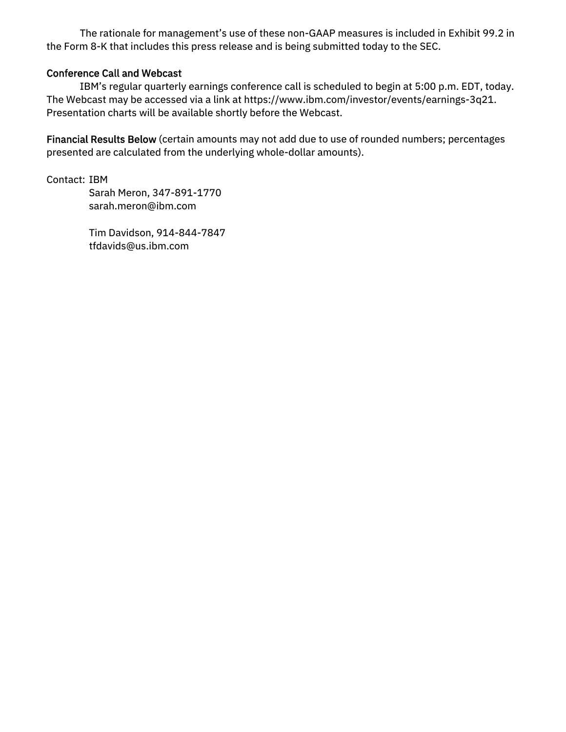The rationale for management's use of these non-GAAP measures is included in Exhibit 99.2 in the Form 8-K that includes this press release and is being submitted today to the SEC.

**Conference Call and Webcast**

IBM's regular quarterly earnings conference call is scheduled to begin at 5:00 p.m. EDT, today. The Webcast may be accessed via a link at https://www.ibm.com/investor/events/earnings-3q21. Presentation charts will be available shortly before the Webcast.

**Financial Results Below** (certain amounts may not add due to use of rounded numbers; percentages presented are calculated from the underlying whole-dollar amounts).

Contact: IBM
Sarah Meron, 347-891-1770
sarah.meron@ibm.com

Tim Davidson, 914-844-7847
tfdavids@us.ibm.com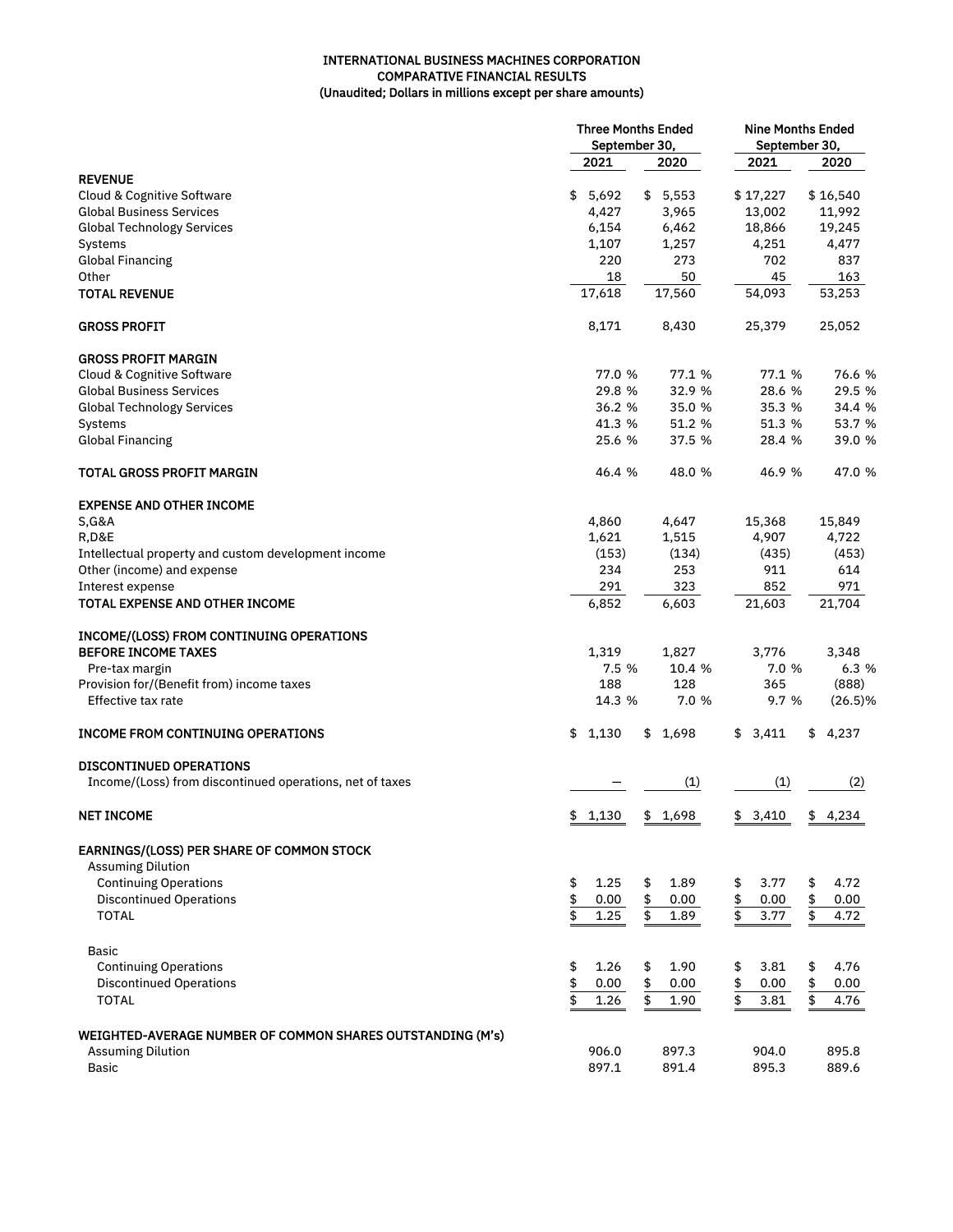**INTERNATIONAL BUSINESS MACHINES CORPORATION**
**COMPARATIVE FINANCIAL RESULTS**
**(Unaudited; Dollars in millions except per share amounts)**

| | Three Months Ended September 30, | | Nine Months Ended September 30, | |
|---|---|---|---|---|
| | 2021 | 2020 | 2021 | 2020 |
| **REVENUE** | | | | |
| Cloud & Cognitive Software | $ 5,692 | $ 5,553 | $ 17,227 | $ 16,540 |
| Global Business Services | 4,427 | 3,965 | 13,002 | 11,992 |
| Global Technology Services | 6,154 | 6,462 | 18,866 | 19,245 |
| Systems | 1,107 | 1,257 | 4,251 | 4,477 |
| Global Financing | 220 | 273 | 702 | 837 |
| Other | 18 | 50 | 45 | 163 |
| **TOTAL REVENUE** | 17,618 | 17,560 | 54,093 | 53,253 |
| | | | | |
| **GROSS PROFIT** | 8,171 | 8,430 | 25,379 | 25,052 |
| | | | | |
| **GROSS PROFIT MARGIN** | | | | |
| Cloud & Cognitive Software | 77.0 % | 77.1 % | 77.1 % | 76.6 % |
| Global Business Services | 29.8 % | 32.9 % | 28.6 % | 29.5 % |
| Global Technology Services | 36.2 % | 35.0 % | 35.3 % | 34.4 % |
| Systems | 41.3 % | 51.2 % | 51.3 % | 53.7 % |
| Global Financing | 25.6 % | 37.5 % | 28.4 % | 39.0 % |
| | | | | |
| **TOTAL GROSS PROFIT MARGIN** | 46.4 % | 48.0 % | 46.9 % | 47.0 % |
| | | | | |
| **EXPENSE AND OTHER INCOME** | | | | |
| S,G&A | 4,860 | 4,647 | 15,368 | 15,849 |
| R,D&E | 1,621 | 1,515 | 4,907 | 4,722 |
| Intellectual property and custom development income | (153) | (134) | (435) | (453) |
| Other (income) and expense | 234 | 253 | 911 | 614 |
| Interest expense | 291 | 323 | 852 | 971 |
| **TOTAL EXPENSE AND OTHER INCOME** | 6,852 | 6,603 | 21,603 | 21,704 |
| | | | | |
| **INCOME/(LOSS) FROM CONTINUING OPERATIONS BEFORE INCOME TAXES** | 1,319 | 1,827 | 3,776 | 3,348 |
| Pre-tax margin | 7.5 % | 10.4 % | 7.0 % | 6.3 % |
| Provision for/(Benefit from) income taxes | 188 | 128 | 365 | (888) |
| Effective tax rate | 14.3 % | 7.0 % | 9.7 % | (26.5)% |
| | | | | |
| **INCOME FROM CONTINUING OPERATIONS** | $ 1,130 | $ 1,698 | $ 3,411 | $ 4,237 |
| | | | | |
| **DISCONTINUED OPERATIONS** | | | | |
| Income/(Loss) from discontinued operations, net of taxes | — | (1) | (1) | (2) |
| | | | | |
| **NET INCOME** | $ 1,130 | $ 1,698 | $ 3,410 | $ 4,234 |
| | | | | |
| **EARNINGS/(LOSS) PER SHARE OF COMMON STOCK** | | | | |
| Assuming Dilution | | | | |
| Continuing Operations | $ 1.25 | $ 1.89 | $ 3.77 | $ 4.72 |
| Discontinued Operations | $ 0.00 | $ 0.00 | $ 0.00 | $ 0.00 |
| TOTAL | $ 1.25 | $ 1.89 | $ 3.77 | $ 4.72 |
| | | | | |
| Basic | | | | |
| Continuing Operations | $ 1.26 | $ 1.90 | $ 3.81 | $ 4.76 |
| Discontinued Operations | $ 0.00 | $ 0.00 | $ 0.00 | $ 0.00 |
| TOTAL | $ 1.26 | $ 1.90 | $ 3.81 | $ 4.76 |
| | | | | |
| **WEIGHTED-AVERAGE NUMBER OF COMMON SHARES OUTSTANDING (M's)** | | | | |
| Assuming Dilution | 906.0 | 897.3 | 904.0 | 895.8 |
| Basic | 897.1 | 891.4 | 895.3 | 889.6 |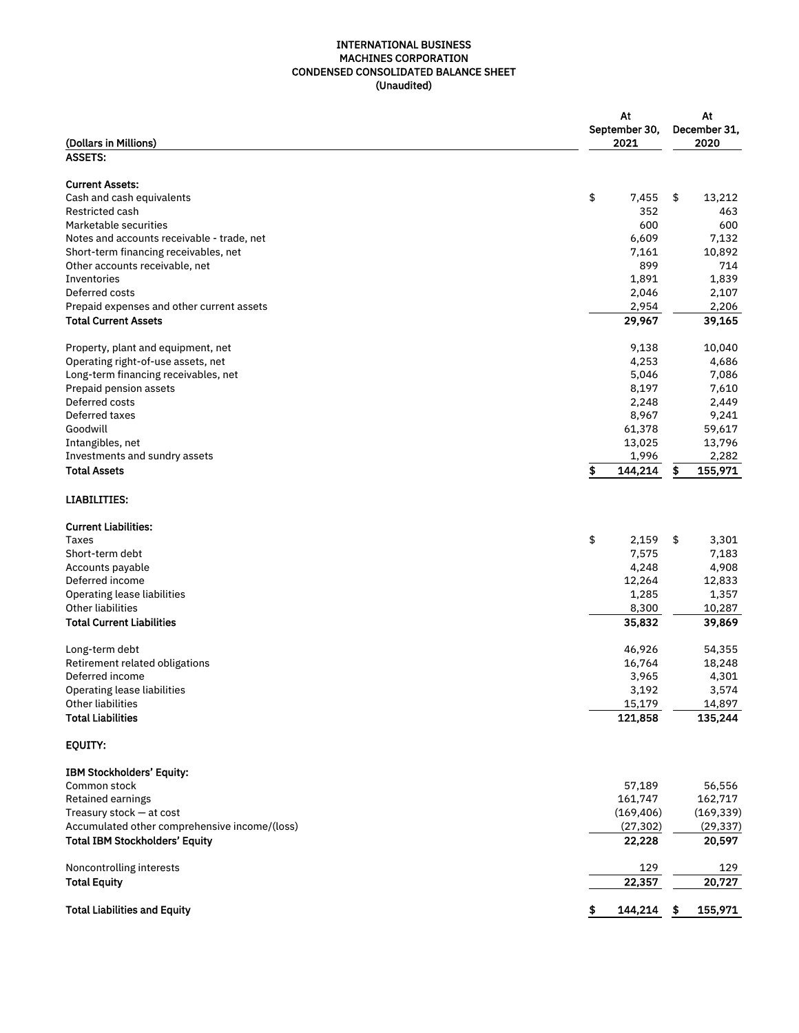# INTERNATIONAL BUSINESS MACHINES CORPORATION
## CONDENSED CONSOLIDATED BALANCE SHEET
### (Unaudited)

| (Dollars in Millions) | At September 30, 2021 | At December 31, 2020 |
|---|---|---|
| **ASSETS:** | | |
| **Current Assets:** | | |
| Cash and cash equivalents | $ 7,455 | $ 13,212 |
| Restricted cash | 352 | 463 |
| Marketable securities | 600 | 600 |
| Notes and accounts receivable - trade, net | 6,609 | 7,132 |
| Short-term financing receivables, net | 7,161 | 10,892 |
| Other accounts receivable, net | 899 | 714 |
| Inventories | 1,891 | 1,839 |
| Deferred costs | 2,046 | 2,107 |
| Prepaid expenses and other current assets | 2,954 | 2,206 |
| **Total Current Assets** | **29,967** | **39,165** |
| Property, plant and equipment, net | 9,138 | 10,040 |
| Operating right-of-use assets, net | 4,253 | 4,686 |
| Long-term financing receivables, net | 5,046 | 7,086 |
| Prepaid pension assets | 8,197 | 7,610 |
| Deferred costs | 2,248 | 2,449 |
| Deferred taxes | 8,967 | 9,241 |
| Goodwill | 61,378 | 59,617 |
| Intangibles, net | 13,025 | 13,796 |
| Investments and sundry assets | 1,996 | 2,282 |
| **Total Assets** | **$ 144,214** | **$ 155,971** |
| **LIABILITIES:** | | |
| **Current Liabilities:** | | |
| Taxes | $ 2,159 | $ 3,301 |
| Short-term debt | 7,575 | 7,183 |
| Accounts payable | 4,248 | 4,908 |
| Deferred income | 12,264 | 12,833 |
| Operating lease liabilities | 1,285 | 1,357 |
| Other liabilities | 8,300 | 10,287 |
| **Total Current Liabilities** | **35,832** | **39,869** |
| Long-term debt | 46,926 | 54,355 |
| Retirement related obligations | 16,764 | 18,248 |
| Deferred income | 3,965 | 4,301 |
| Operating lease liabilities | 3,192 | 3,574 |
| Other liabilities | 15,179 | 14,897 |
| **Total Liabilities** | **121,858** | **135,244** |
| **EQUITY:** | | |
| **IBM Stockholders' Equity:** | | |
| Common stock | 57,189 | 56,556 |
| Retained earnings | 161,747 | 162,717 |
| Treasury stock — at cost | (169,406) | (169,339) |
| Accumulated other comprehensive income/(loss) | (27,302) | (29,337) |
| **Total IBM Stockholders' Equity** | **22,228** | **20,597** |
| Noncontrolling interests | 129 | 129 |
| **Total Equity** | **22,357** | **20,727** |
| **Total Liabilities and Equity** | **$ 144,214** | **$ 155,971** |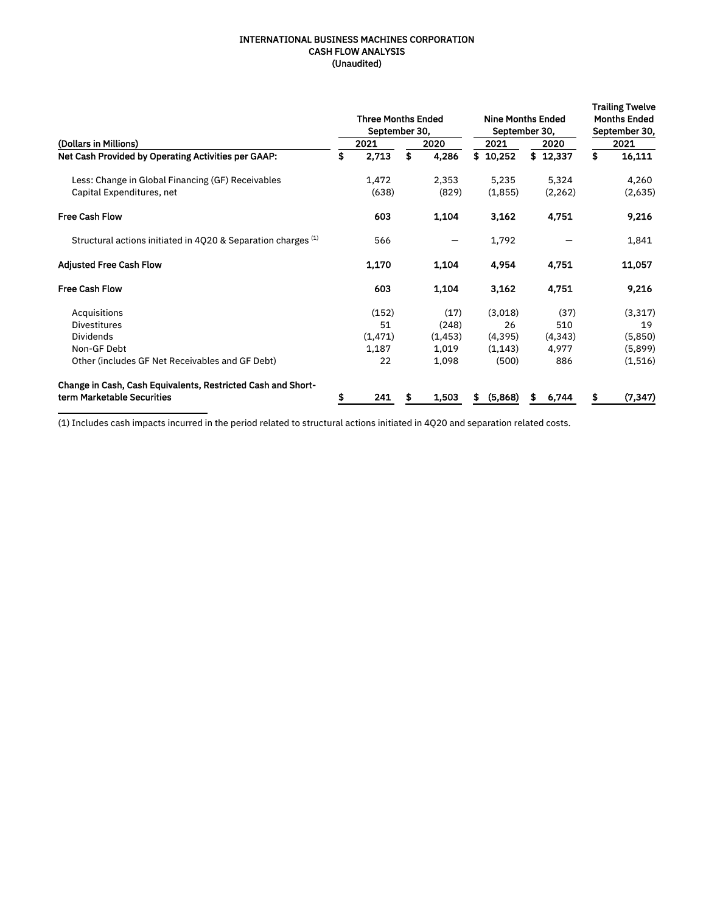# INTERNATIONAL BUSINESS MACHINES CORPORATION
## CASH FLOW ANALYSIS
### (Unaudited)

| (Dollars in Millions) | Three Months Ended September 30, 2021 | Three Months Ended September 30, 2020 | Nine Months Ended September 30, 2021 | Nine Months Ended September 30, 2020 | Trailing Twelve Months Ended September 30, 2021 |
|---|---|---|---|---|---|
| **Net Cash Provided by Operating Activities per GAAP:** | $ 2,713 | $ 4,286 | $ 10,252 | $ 12,337 | $ 16,111 |
| Less: Change in Global Financing (GF) Receivables | 1,472 | 2,353 | 5,235 | 5,324 | 4,260 |
| Capital Expenditures, net | (638) | (829) | (1,855) | (2,262) | (2,635) |
| **Free Cash Flow** | **603** | **1,104** | **3,162** | **4,751** | **9,216** |
| Structural actions initiated in 4Q20 & Separation charges [(1)] | 566 | — | 1,792 | — | 1,841 |
| **Adjusted Free Cash Flow** | **1,170** | **1,104** | **4,954** | **4,751** | **11,057** |
| **Free Cash Flow** | **603** | **1,104** | **3,162** | **4,751** | **9,216** |
| Acquisitions | (152) | (17) | (3,018) | (37) | (3,317) |
| Divestitures | 51 | (248) | 26 | 510 | 19 |
| Dividends | (1,471) | (1,453) | (4,395) | (4,343) | (5,850) |
| Non-GF Debt | 1,187 | 1,019 | (1,143) | 4,977 | (5,899) |
| Other (includes GF Net Receivables and GF Debt) | 22 | 1,098 | (500) | 886 | (1,516) |
| **Change in Cash, Cash Equivalents, Restricted Cash and Short-term Marketable Securities** | **$ 241** | **$ 1,503** | **$ (5,868)** | **$ 6,744** | **$ (7,347)** |

(1) Includes cash impacts incurred in the period related to structural actions initiated in 4Q20 and separation related costs.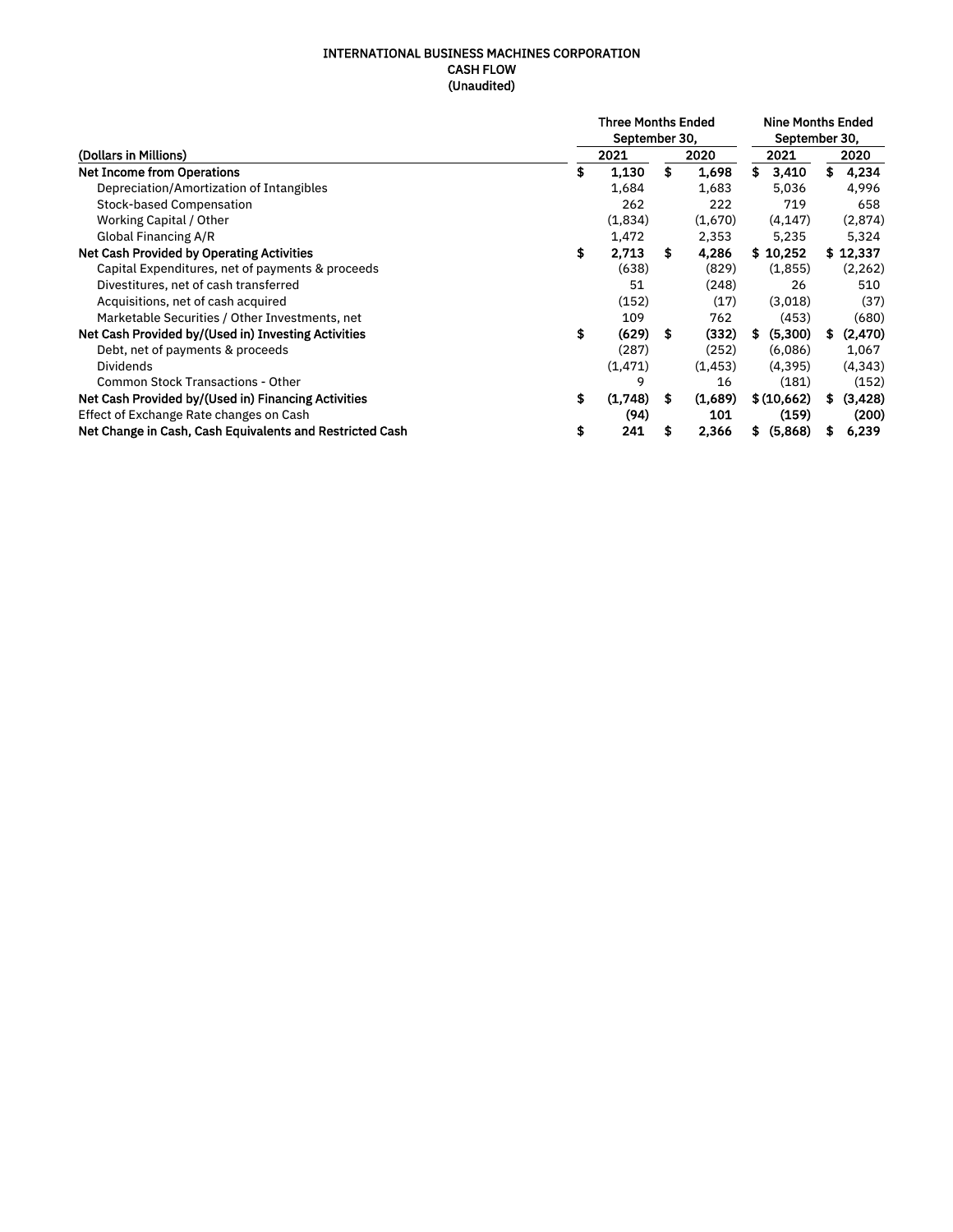# INTERNATIONAL BUSINESS MACHINES CORPORATION
## CASH FLOW
### (Unaudited)

| (Dollars in Millions) | Three Months Ended September 30, 2021 | Three Months Ended September 30, 2020 | Nine Months Ended September 30, 2021 | Nine Months Ended September 30, 2020 |
|---|---|---|---|---|
| **Net Income from Operations** | **$ 1,130** | **$ 1,698** | **$ 3,410** | **$ 4,234** |
| Depreciation/Amortization of Intangibles | 1,684 | 1,683 | 5,036 | 4,996 |
| Stock-based Compensation | 262 | 222 | 719 | 658 |
| Working Capital / Other | (1,834) | (1,670) | (4,147) | (2,874) |
| Global Financing A/R | 1,472 | 2,353 | 5,235 | 5,324 |
| **Net Cash Provided by Operating Activities** | **$ 2,713** | **$ 4,286** | **$ 10,252** | **$ 12,337** |
| Capital Expenditures, net of payments & proceeds | (638) | (829) | (1,855) | (2,262) |
| Divestitures, net of cash transferred | 51 | (248) | 26 | 510 |
| Acquisitions, net of cash acquired | (152) | (17) | (3,018) | (37) |
| Marketable Securities / Other Investments, net | 109 | 762 | (453) | (680) |
| **Net Cash Provided by/(Used in) Investing Activities** | **$ (629)** | **$ (332)** | **$ (5,300)** | **$ (2,470)** |
| Debt, net of payments & proceeds | (287) | (252) | (6,086) | 1,067 |
| Dividends | (1,471) | (1,453) | (4,395) | (4,343) |
| Common Stock Transactions - Other | 9 | 16 | (181) | (152) |
| **Net Cash Provided by/(Used in) Financing Activities** | **$ (1,748)** | **$ (1,689)** | **$ (10,662)** | **$ (3,428)** |
| Effect of Exchange Rate changes on Cash | **(94)** | **101** | **(159)** | **(200)** |
| **Net Change in Cash, Cash Equivalents and Restricted Cash** | **$ 241** | **$ 2,366** | **$ (5,868)** | **$ 6,239** |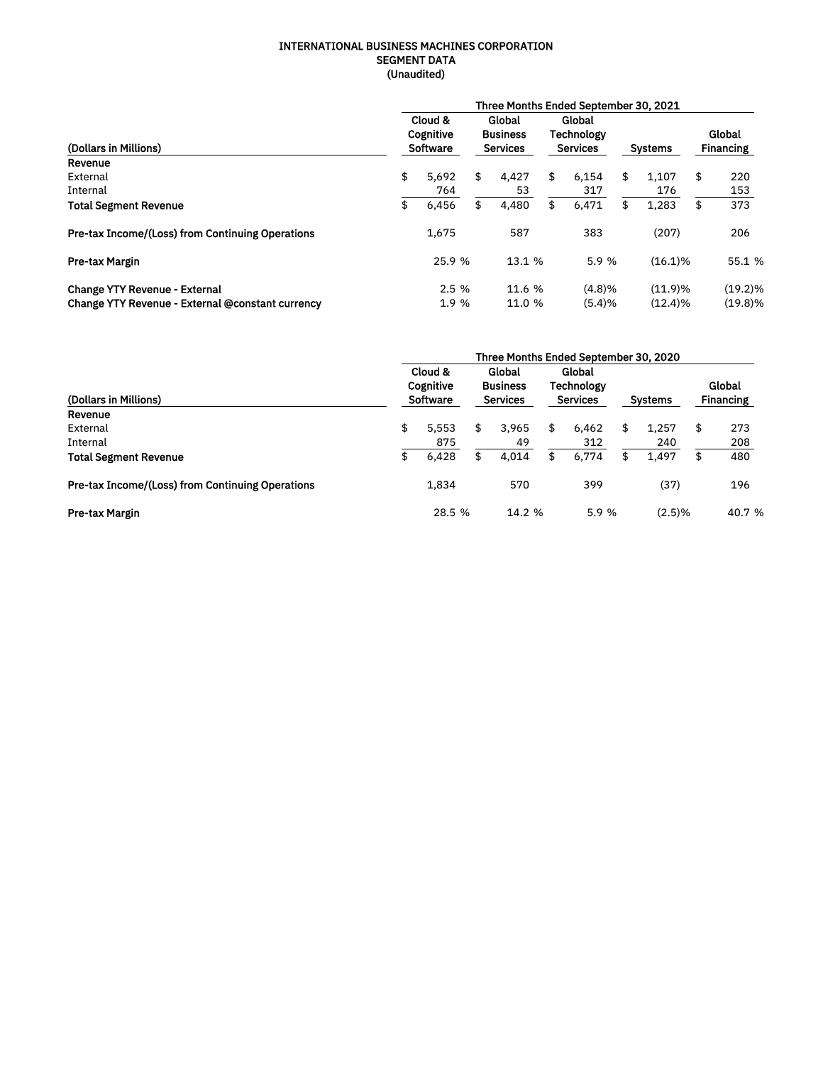# INTERNATIONAL BUSINESS MACHINES CORPORATION
## SEGMENT DATA
### (Unaudited)

| (Dollars in Millions) | Three Months Ended September 30, 2021 | | | | |
|---|---|---|---|---|---|
| | Cloud & Cognitive Software | Global Business Services | Global Technology Services | Systems | Global Financing |
| **Revenue** | | | | | |
| External | $ 5,692 | $ 4,427 | $ 6,154 | $ 1,107 | $ 220 |
| Internal | 764 | 53 | 317 | 176 | 153 |
| **Total Segment Revenue** | $ 6,456 | $ 4,480 | $ 6,471 | $ 1,283 | $ 373 |
| **Pre-tax Income/(Loss) from Continuing Operations** | 1,675 | 587 | 383 | (207) | 206 |
| **Pre-tax Margin** | 25.9 % | 13.1 % | 5.9 % | (16.1)% | 55.1 % |
| **Change YTY Revenue - External** | 2.5 % | 11.6 % | (4.8)% | (11.9)% | (19.2)% |
| **Change YTY Revenue - External @constant currency** | 1.9 % | 11.0 % | (5.4)% | (12.4)% | (19.8)% |

| (Dollars in Millions) | Three Months Ended September 30, 2020 | | | | |
|---|---|---|---|---|---|
| | Cloud & Cognitive Software | Global Business Services | Global Technology Services | Systems | Global Financing |
| **Revenue** | | | | | |
| External | $ 5,553 | $ 3,965 | $ 6,462 | $ 1,257 | $ 273 |
| Internal | 875 | 49 | 312 | 240 | 208 |
| **Total Segment Revenue** | $ 6,428 | $ 4,014 | $ 6,774 | $ 1,497 | $ 480 |
| **Pre-tax Income/(Loss) from Continuing Operations** | 1,834 | 570 | 399 | (37) | 196 |
| **Pre-tax Margin** | 28.5 % | 14.2 % | 5.9 % | (2.5)% | 40.7 % |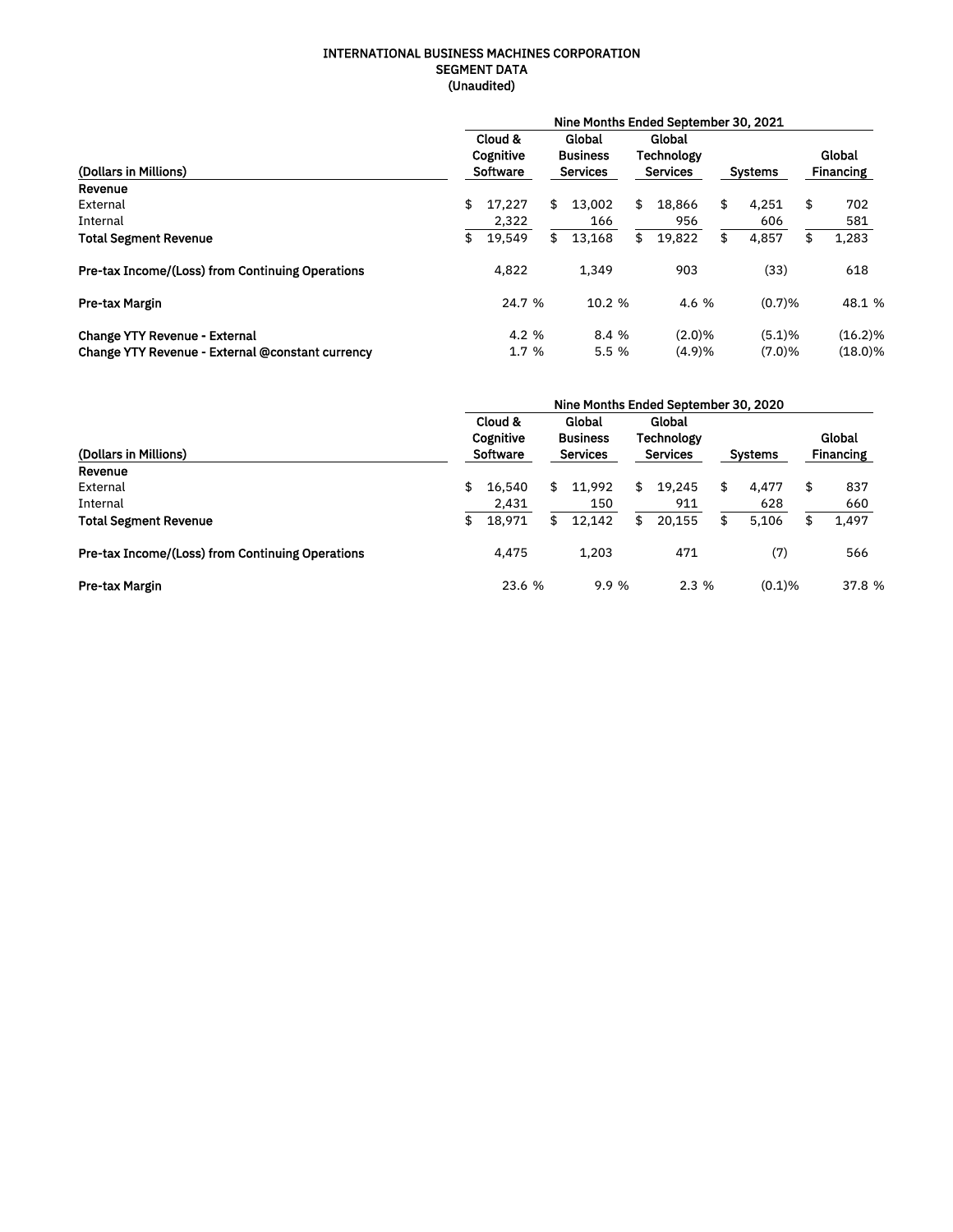# INTERNATIONAL BUSINESS MACHINES CORPORATION
## SEGMENT DATA
### (Unaudited)

| (Dollars in Millions) | Nine Months Ended September 30, 2021 | | | | |
|---|---|---|---|---|---|
| | Cloud & Cognitive Software | Global Business Services | Global Technology Services | Systems | Global Financing |
| **Revenue** | | | | | |
| External | $ 17,227 | $ 13,002 | $ 18,866 | $ 4,251 | $ 702 |
| Internal | 2,322 | 166 | 956 | 606 | 581 |
| **Total Segment Revenue** | $ 19,549 | $ 13,168 | $ 19,822 | $ 4,857 | $ 1,283 |
| **Pre-tax Income/(Loss) from Continuing Operations** | 4,822 | 1,349 | 903 | (33) | 618 |
| **Pre-tax Margin** | 24.7 % | 10.2 % | 4.6 % | (0.7)% | 48.1 % |
| **Change YTY Revenue - External** | 4.2 % | 8.4 % | (2.0)% | (5.1)% | (16.2)% |
| **Change YTY Revenue - External @constant currency** | 1.7 % | 5.5 % | (4.9)% | (7.0)% | (18.0)% |

| (Dollars in Millions) | Nine Months Ended September 30, 2020 | | | | |
|---|---|---|---|---|---|
| | Cloud & Cognitive Software | Global Business Services | Global Technology Services | Systems | Global Financing |
| **Revenue** | | | | | |
| External | $ 16,540 | $ 11,992 | $ 19,245 | $ 4,477 | $ 837 |
| Internal | 2,431 | 150 | 911 | 628 | 660 |
| **Total Segment Revenue** | $ 18,971 | $ 12,142 | $ 20,155 | $ 5,106 | $ 1,497 |
| **Pre-tax Income/(Loss) from Continuing Operations** | 4,475 | 1,203 | 471 | (7) | 566 |
| **Pre-tax Margin** | 23.6 % | 9.9 % | 2.3 % | (0.1)% | 37.8 % |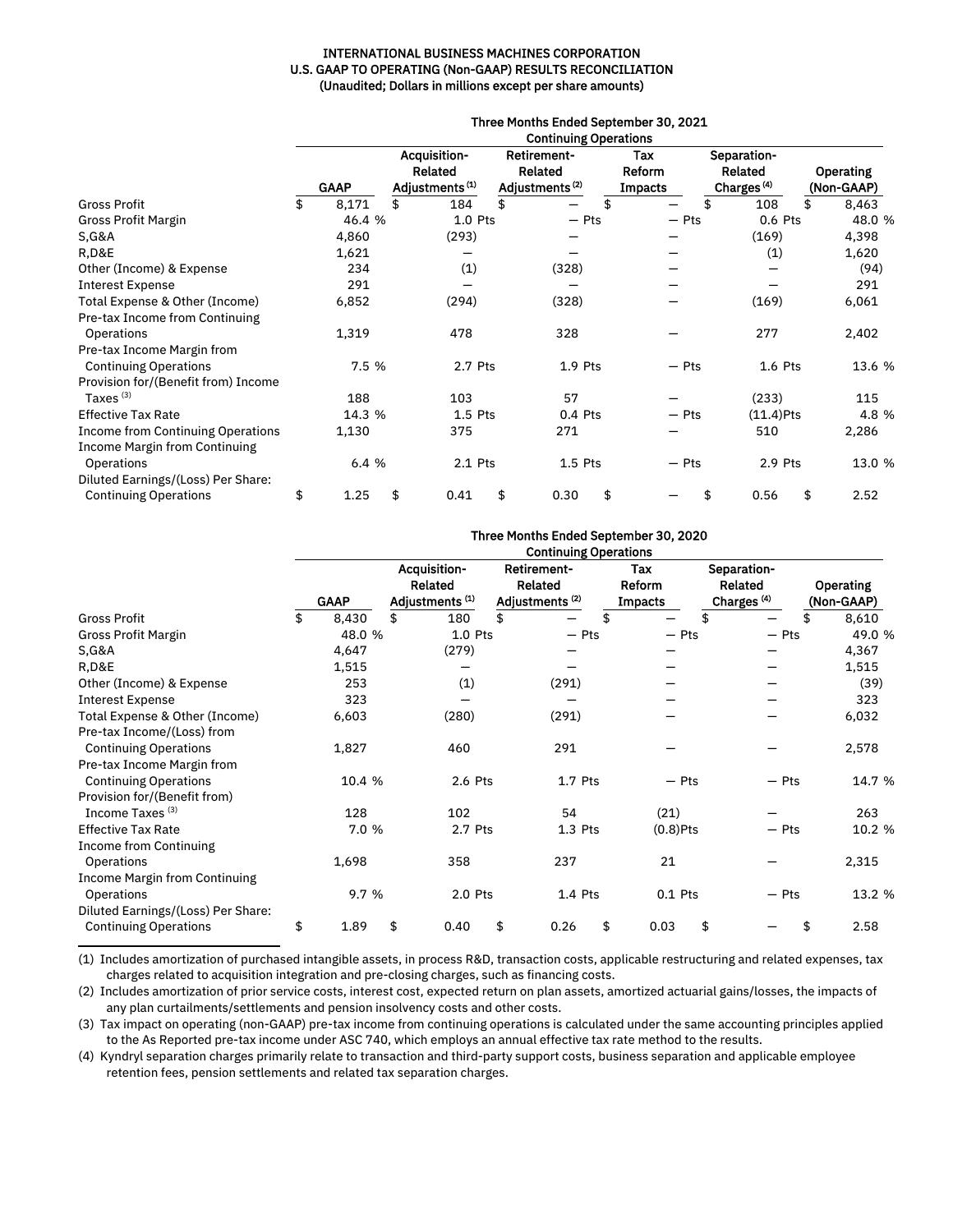**INTERNATIONAL BUSINESS MACHINES CORPORATION**
**U.S. GAAP TO OPERATING (Non-GAAP) RESULTS RECONCILIATION**
**(Unaudited; Dollars in millions except per share amounts)**

| | Three Months Ended September 30, 2021 Continuing Operations | | | | | |
|---|---|---|---|---|---|---|
| | GAAP | Acquisition-Related Adjustments (1) | Retirement-Related Adjustments (2) | Tax Reform Impacts | Separation-Related Charges (4) | Operating (Non-GAAP) |
| Gross Profit | $ 8,171 | $ 184 | $ — | $ — | $ 108 | $ 8,463 |
| Gross Profit Margin | 46.4 % | 1.0 Pts | — Pts | — Pts | 0.6 Pts | 48.0 % |
| S,G&A | 4,860 | (293) | — | — | (169) | 4,398 |
| R,D&E | 1,621 | — | — | — | (1) | 1,620 |
| Other (Income) & Expense | 234 | (1) | (328) | — | — | (94) |
| Interest Expense | 291 | — | — | — | — | 291 |
| Total Expense & Other (Income) | 6,852 | (294) | (328) | — | (169) | 6,061 |
| Pre-tax Income from Continuing Operations | 1,319 | 478 | 328 | — | 277 | 2,402 |
| Pre-tax Income Margin from Continuing Operations | 7.5 % | 2.7 Pts | 1.9 Pts | — Pts | 1.6 Pts | 13.6 % |
| Provision for/(Benefit from) Income Taxes (3) | 188 | 103 | 57 | — | (233) | 115 |
| Effective Tax Rate | 14.3 % | 1.5 Pts | 0.4 Pts | — Pts | (11.4)Pts | 4.8 % |
| Income from Continuing Operations | 1,130 | 375 | 271 | — | 510 | 2,286 |
| Income Margin from Continuing Operations | 6.4 % | 2.1 Pts | 1.5 Pts | — Pts | 2.9 Pts | 13.0 % |
| Diluted Earnings/(Loss) Per Share: Continuing Operations | $ 1.25 | $ 0.41 | $ 0.30 | $ — | $ 0.56 | $ 2.52 |

| | Three Months Ended September 30, 2020 Continuing Operations | | | | | |
|---|---|---|---|---|---|---|
| | GAAP | Acquisition-Related Adjustments (1) | Retirement-Related Adjustments (2) | Tax Reform Impacts | Separation-Related Charges (4) | Operating (Non-GAAP) |
| Gross Profit | $ 8,430 | $ 180 | $ — | $ — | $ — | $ 8,610 |
| Gross Profit Margin | 48.0 % | 1.0 Pts | — Pts | — Pts | — Pts | 49.0 % |
| S,G&A | 4,647 | (279) | — | — | — | 4,367 |
| R,D&E | 1,515 | — | — | — | — | 1,515 |
| Other (Income) & Expense | 253 | (1) | (291) | — | — | (39) |
| Interest Expense | 323 | — | — | — | — | 323 |
| Total Expense & Other (Income) | 6,603 | (280) | (291) | — | — | 6,032 |
| Pre-tax Income/(Loss) from Continuing Operations | 1,827 | 460 | 291 | — | — | 2,578 |
| Pre-tax Income Margin from Continuing Operations | 10.4 % | 2.6 Pts | 1.7 Pts | — Pts | — Pts | 14.7 % |
| Provision for/(Benefit from) Income Taxes (3) | 128 | 102 | 54 | (21) | — | 263 |
| Effective Tax Rate | 7.0 % | 2.7 Pts | 1.3 Pts | (0.8)Pts | — Pts | 10.2 % |
| Income from Continuing Operations | 1,698 | 358 | 237 | 21 | — | 2,315 |
| Income Margin from Continuing Operations | 9.7 % | 2.0 Pts | 1.4 Pts | 0.1 Pts | — Pts | 13.2 % |
| Diluted Earnings/(Loss) Per Share: Continuing Operations | $ 1.89 | $ 0.40 | $ 0.26 | $ 0.03 | $ — | $ 2.58 |

(1) Includes amortization of purchased intangible assets, in process R&D, transaction costs, applicable restructuring and related expenses, tax charges related to acquisition integration and pre-closing charges, such as financing costs.

(2) Includes amortization of prior service costs, interest cost, expected return on plan assets, amortized actuarial gains/losses, the impacts of any plan curtailments/settlements and pension insolvency costs and other costs.

(3) Tax impact on operating (non-GAAP) pre-tax income from continuing operations is calculated under the same accounting principles applied to the As Reported pre-tax income under ASC 740, which employs an annual effective tax rate method to the results.

(4) Kyndryl separation charges primarily relate to transaction and third-party support costs, business separation and applicable employee retention fees, pension settlements and related tax separation charges.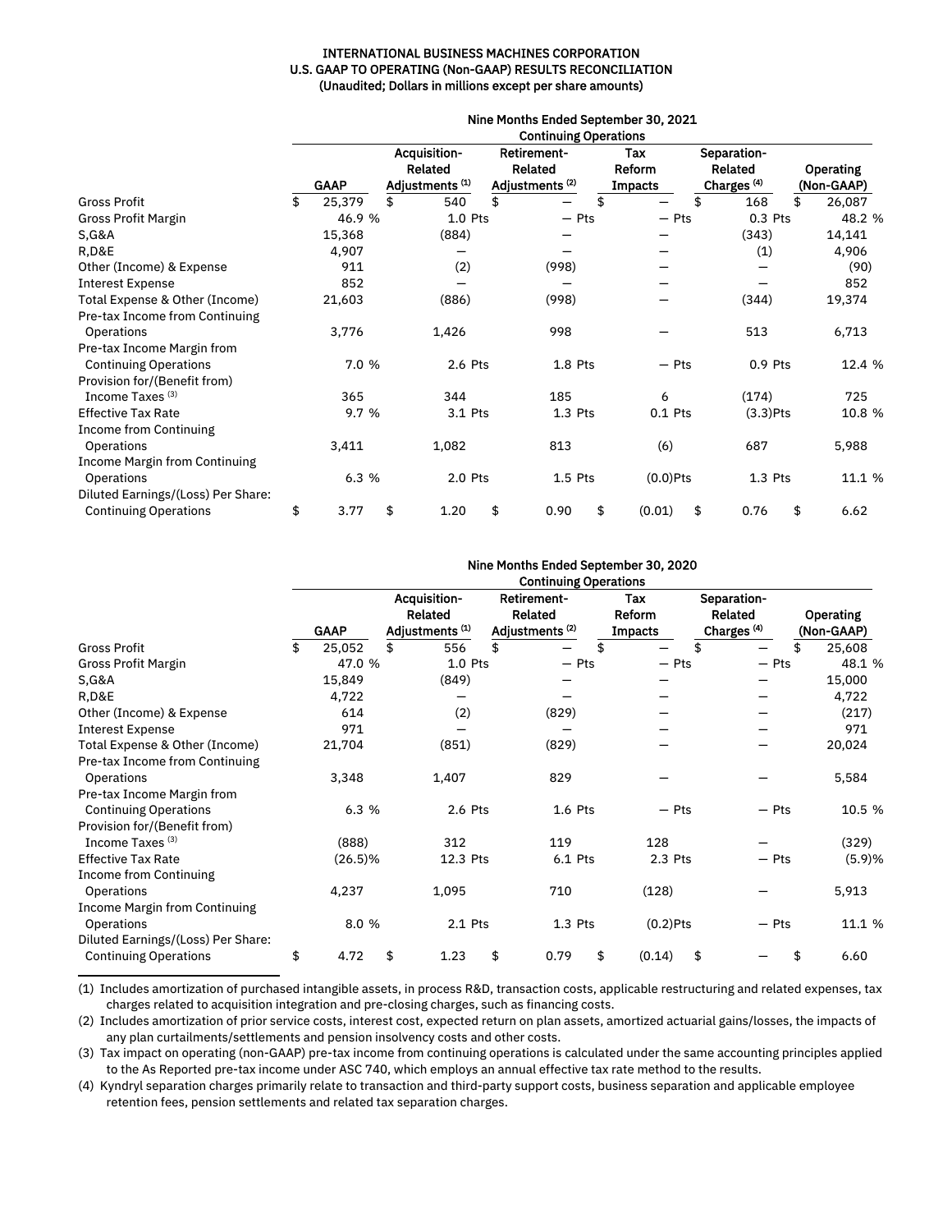**INTERNATIONAL BUSINESS MACHINES CORPORATION**
**U.S. GAAP TO OPERATING (Non-GAAP) RESULTS RECONCILIATION**
**(Unaudited; Dollars in millions except per share amounts)**

| | Nine Months Ended September 30, 2021 Continuing Operations | | | | | |
|---|---|---|---|---|---|---|
| | GAAP | Acquisition-Related Adjustments [1] | Retirement-Related Adjustments [2] | Tax Reform Impacts | Separation-Related Charges [4] | Operating (Non-GAAP) |
| Gross Profit | $ 25,379 | $ 540 | $ — | $ — | $ 168 | $ 26,087 |
| Gross Profit Margin | 46.9 % | 1.0 Pts | — Pts | — Pts | 0.3 Pts | 48.2 % |
| S,G&A | 15,368 | (884) | — | — | (343) | 14,141 |
| R,D&E | 4,907 | — | — | — | (1) | 4,906 |
| Other (Income) & Expense | 911 | (2) | (998) | — | — | (90) |
| Interest Expense | 852 | — | — | — | — | 852 |
| Total Expense & Other (Income) | 21,603 | (886) | (998) | — | (344) | 19,374 |
| Pre-tax Income from Continuing Operations | 3,776 | 1,426 | 998 | — | 513 | 6,713 |
| Pre-tax Income Margin from Continuing Operations | 7.0 % | 2.6 Pts | 1.8 Pts | — Pts | 0.9 Pts | 12.4 % |
| Provision for/(Benefit from) Income Taxes [3] | 365 | 344 | 185 | 6 | (174) | 725 |
| Effective Tax Rate | 9.7 % | 3.1 Pts | 1.3 Pts | 0.1 Pts | (3.3)Pts | 10.8 % |
| Income from Continuing Operations | 3,411 | 1,082 | 813 | (6) | 687 | 5,988 |
| Income Margin from Continuing Operations | 6.3 % | 2.0 Pts | 1.5 Pts | (0.0)Pts | 1.3 Pts | 11.1 % |
| Diluted Earnings/(Loss) Per Share: Continuing Operations | $ 3.77 | $ 1.20 | $ 0.90 | $ (0.01) | $ 0.76 | $ 6.62 |

| | Nine Months Ended September 30, 2020 Continuing Operations | | | | | |
|---|---|---|---|---|---|---|
| | GAAP | Acquisition-Related Adjustments [1] | Retirement-Related Adjustments [2] | Tax Reform Impacts | Separation-Related Charges [4] | Operating (Non-GAAP) |
| Gross Profit | $ 25,052 | $ 556 | $ — | $ — | $ — | $ 25,608 |
| Gross Profit Margin | 47.0 % | 1.0 Pts | — Pts | — Pts | — Pts | 48.1 % |
| S,G&A | 15,849 | (849) | — | — | — | 15,000 |
| R,D&E | 4,722 | — | — | — | — | 4,722 |
| Other (Income) & Expense | 614 | (2) | (829) | — | — | (217) |
| Interest Expense | 971 | — | — | — | — | 971 |
| Total Expense & Other (Income) | 21,704 | (851) | (829) | — | — | 20,024 |
| Pre-tax Income from Continuing Operations | 3,348 | 1,407 | 829 | — | — | 5,584 |
| Pre-tax Income Margin from Continuing Operations | 6.3 % | 2.6 Pts | 1.6 Pts | — Pts | — Pts | 10.5 % |
| Provision for/(Benefit from) Income Taxes [3] | (888) | 312 | 119 | 128 | — | (329) |
| Effective Tax Rate | (26.5)% | 12.3 Pts | 6.1 Pts | 2.3 Pts | — Pts | (5.9)% |
| Income from Continuing Operations | 4,237 | 1,095 | 710 | (128) | — | 5,913 |
| Income Margin from Continuing Operations | 8.0 % | 2.1 Pts | 1.3 Pts | (0.2)Pts | — Pts | 11.1 % |
| Diluted Earnings/(Loss) Per Share: Continuing Operations | $ 4.72 | $ 1.23 | $ 0.79 | $ (0.14) | $ — | $ 6.60 |

(1) Includes amortization of purchased intangible assets, in process R&D, transaction costs, applicable restructuring and related expenses, tax charges related to acquisition integration and pre-closing charges, such as financing costs.

(2) Includes amortization of prior service costs, interest cost, expected return on plan assets, amortized actuarial gains/losses, the impacts of any plan curtailments/settlements and pension insolvency costs and other costs.

(3) Tax impact on operating (non-GAAP) pre-tax income from continuing operations is calculated under the same accounting principles applied to the As Reported pre-tax income under ASC 740, which employs an annual effective tax rate method to the results.

(4) Kyndryl separation charges primarily relate to transaction and third-party support costs, business separation and applicable employee retention fees, pension settlements and related tax separation charges.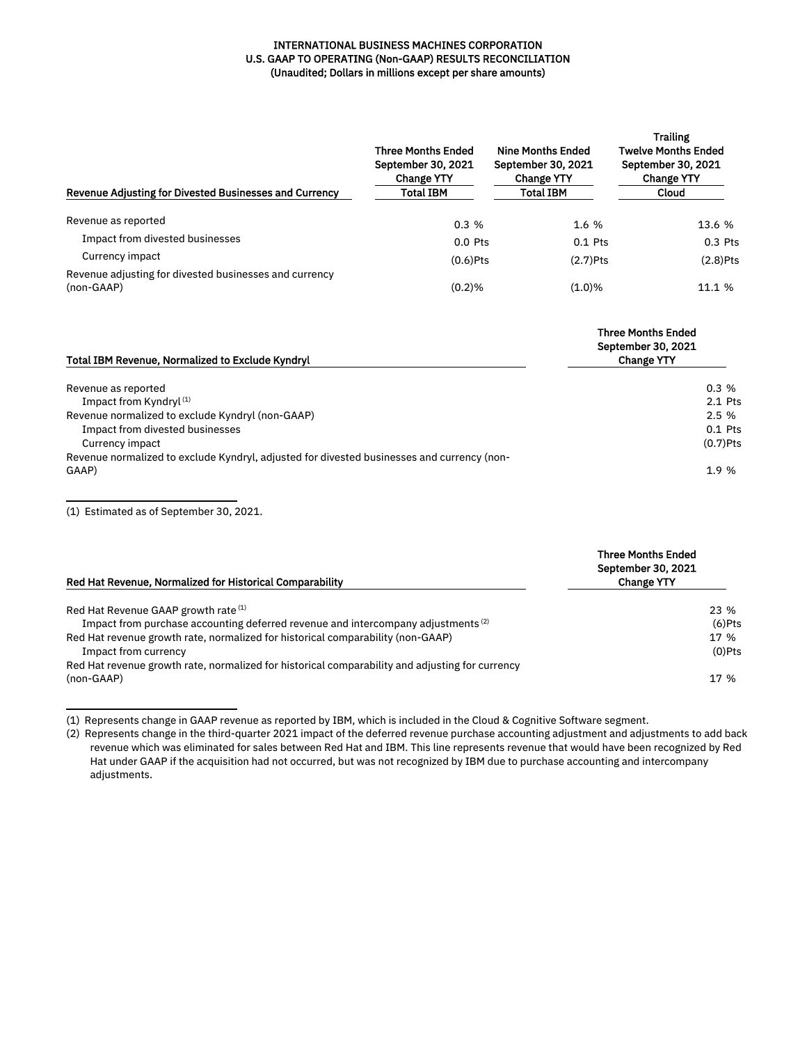# INTERNATIONAL BUSINESS MACHINES CORPORATION
## U.S. GAAP TO OPERATING (Non-GAAP) RESULTS RECONCILIATION
### (Unaudited; Dollars in millions except per share amounts)

| Revenue Adjusting for Divested Businesses and Currency | Three Months Ended September 30, 2021 Change YTY Total IBM | Nine Months Ended September 30, 2021 Change YTY Total IBM | Trailing Twelve Months Ended September 30, 2021 Change YTY Cloud |
|---|---|---|---|
| Revenue as reported | 0.3 % | 1.6 % | 13.6 % |
| Impact from divested businesses | 0.0 Pts | 0.1 Pts | 0.3 Pts |
| Currency impact | (0.6)Pts | (2.7)Pts | (2.8)Pts |
| Revenue adjusting for divested businesses and currency (non-GAAP) | (0.2)% | (1.0)% | 11.1 % |

| Total IBM Revenue, Normalized to Exclude Kyndryl | Three Months Ended September 30, 2021 Change YTY |
|---|---|
| Revenue as reported | 0.3 % |
| Impact from Kyndryl [(1)] | 2.1 Pts |
| Revenue normalized to exclude Kyndryl (non-GAAP) | 2.5 % |
| Impact from divested businesses | 0.1 Pts |
| Currency impact | (0.7)Pts |
| Revenue normalized to exclude Kyndryl, adjusted for divested businesses and currency (non-GAAP) | 1.9 % |

(1) Estimated as of September 30, 2021.

| Red Hat Revenue, Normalized for Historical Comparability | Three Months Ended September 30, 2021 Change YTY |
|---|---|
| Red Hat Revenue GAAP growth rate [(1)] | 23 % |
| Impact from purchase accounting deferred revenue and intercompany adjustments [(2)] | (6)Pts |
| Red Hat revenue growth rate, normalized for historical comparability (non-GAAP) | 17 % |
| Impact from currency | (0)Pts |
| Red Hat revenue growth rate, normalized for historical comparability and adjusting for currency (non-GAAP) | 17 % |

(1) Represents change in GAAP revenue as reported by IBM, which is included in the Cloud & Cognitive Software segment.

(2) Represents change in the third-quarter 2021 impact of the deferred revenue purchase accounting adjustment and adjustments to add back revenue which was eliminated for sales between Red Hat and IBM. This line represents revenue that would have been recognized by Red Hat under GAAP if the acquisition had not occurred, but was not recognized by IBM due to purchase accounting and intercompany adjustments.